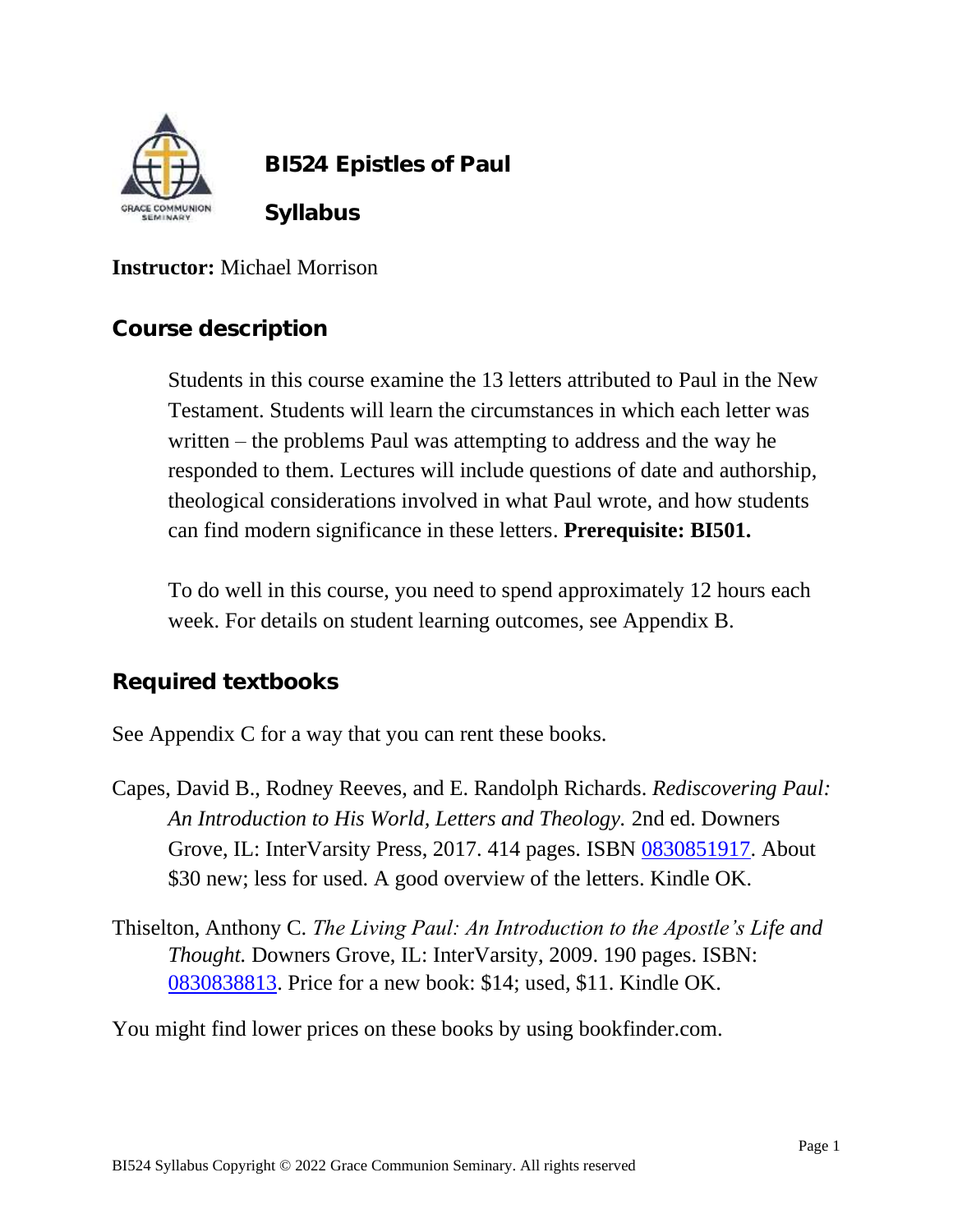# BI524 Epistles of Paul

# Syllabus

**Instructor:** Michael Morrison

## Course description

Students in this course examine the 13 letters attributed to Paul in the New Testament. Students will learn the circumstances in which each letter was written – the problems Paul was attempting to address and the way he responded to them. Lectures will include questions of date and authorship, theological considerations involved in what Paul wrote, and how students can find modern significance in these letters. **Prerequisite: BI501.**

To do well in this course, you need to spend approximately 12 hours each week. For details on student learning outcomes, see Appendix B.

## Required textbooks

See Appendix C for a way that you can rent these books.

Capes, David B., Rodney Reeves, and E. Randolph Richards. *Rediscovering Paul: An Introduction to His World, Letters and Theology.* 2nd ed. Downers Grove, IL: InterVarsity Press, 2017. 414 pages. ISBN 0830851917. About $30 new; less for used. A good overview of the letters. Kindle OK.

Thiselton, Anthony C. *The Living Paul: An Introduction to the Apostle's Life and Thought.* Downers Grove, IL: InterVarsity, 2009. 190 pages. ISBN: 0830838813. Price for a new book: $14; used, $11. Kindle OK.

You might find lower prices on these books by using bookfinder.com.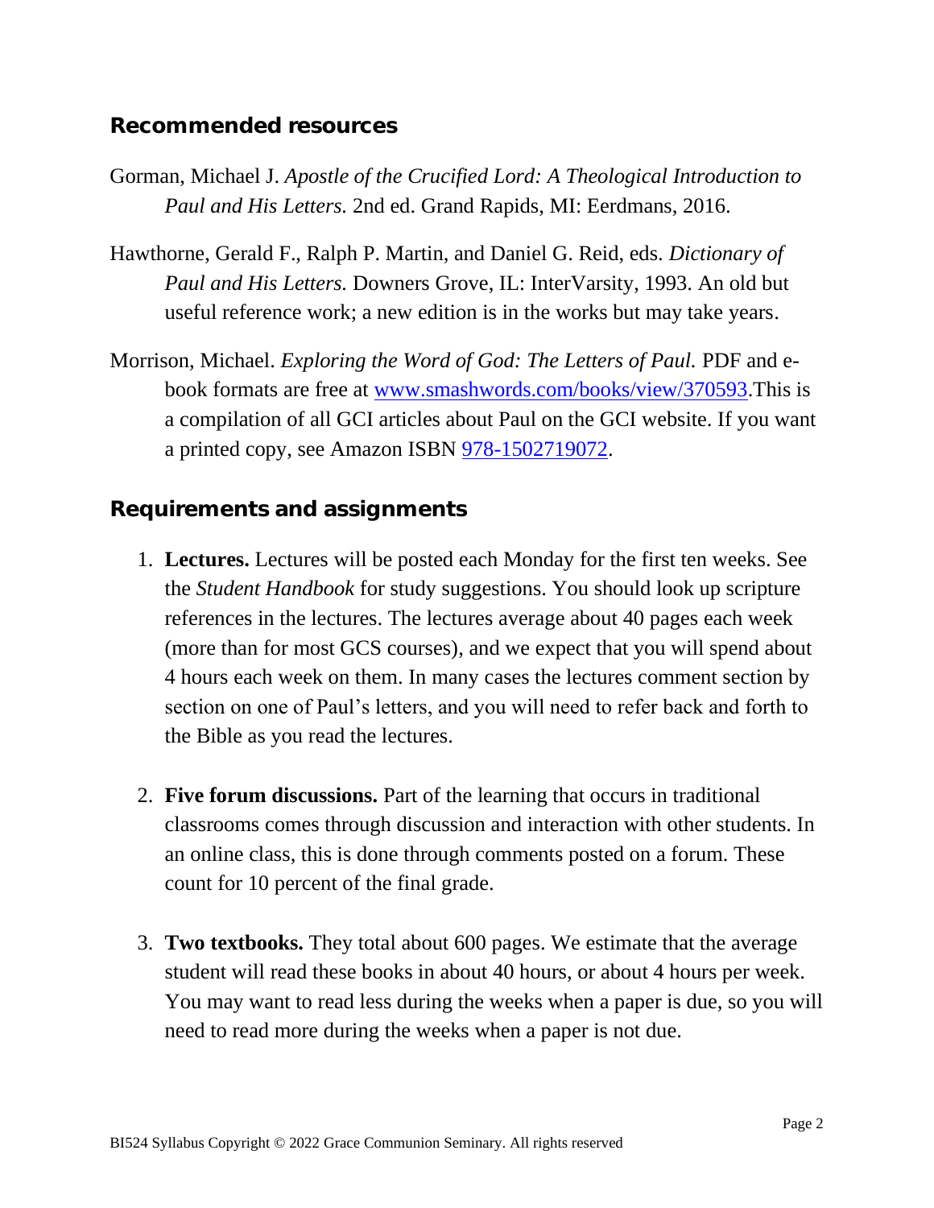## Recommended resources

Gorman, Michael J. *Apostle of the Crucified Lord: A Theological Introduction to Paul and His Letters.* 2nd ed. Grand Rapids, MI: Eerdmans, 2016.

Hawthorne, Gerald F., Ralph P. Martin, and Daniel G. Reid, eds. *Dictionary of Paul and His Letters.* Downers Grove, IL: InterVarsity, 1993. An old but useful reference work; a new edition is in the works but may take years.

Morrison, Michael. *Exploring the Word of God: The Letters of Paul.* PDF and e-book formats are free at [www.smashwords.com/books/view/370593](www.smashwords.com/books/view/370593).This is a compilation of all GCI articles about Paul on the GCI website. If you want a printed copy, see Amazon ISBN [978-1502719072](978-1502719072).

## Requirements and assignments

1. **Lectures.** Lectures will be posted each Monday for the first ten weeks. See the *Student Handbook* for study suggestions. You should look up scripture references in the lectures. The lectures average about 40 pages each week (more than for most GCS courses), and we expect that you will spend about 4 hours each week on them. In many cases the lectures comment section by section on one of Paul's letters, and you will need to refer back and forth to the Bible as you read the lectures.

2. **Five forum discussions.** Part of the learning that occurs in traditional classrooms comes through discussion and interaction with other students. In an online class, this is done through comments posted on a forum. These count for 10 percent of the final grade.

3. **Two textbooks.** They total about 600 pages. We estimate that the average student will read these books in about 40 hours, or about 4 hours per week. You may want to read less during the weeks when a paper is due, so you will need to read more during the weeks when a paper is not due.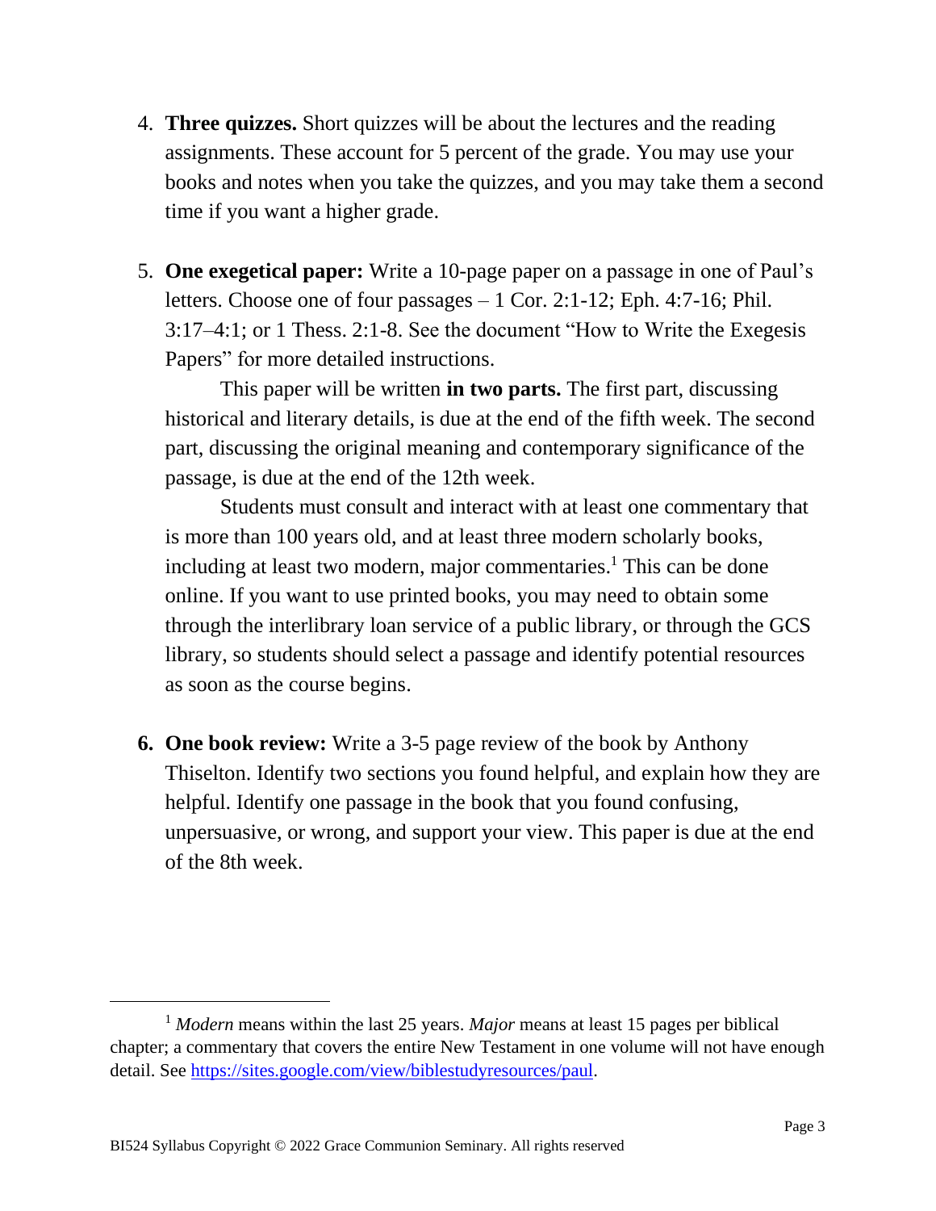4. **Three quizzes.** Short quizzes will be about the lectures and the reading assignments. These account for 5 percent of the grade. You may use your books and notes when you take the quizzes, and you may take them a second time if you want a higher grade.

5. **One exegetical paper:** Write a 10-page paper on a passage in one of Paul's letters. Choose one of four passages – 1 Cor. 2:1-12; Eph. 4:7-16; Phil. 3:17–4:1; or 1 Thess. 2:1-8. See the document "How to Write the Exegesis Papers" for more detailed instructions.

   This paper will be written **in two parts.** The first part, discussing historical and literary details, is due at the end of the fifth week. The second part, discussing the original meaning and contemporary significance of the passage, is due at the end of the 12th week.

   Students must consult and interact with at least one commentary that is more than 100 years old, and at least three modern scholarly books, including at least two modern, major commentaries.[1] This can be done online. If you want to use printed books, you may need to obtain some through the interlibrary loan service of a public library, or through the GCS library, so students should select a passage and identify potential resources as soon as the course begins.

6. **One book review:** Write a 3-5 page review of the book by Anthony Thiselton. Identify two sections you found helpful, and explain how they are helpful. Identify one passage in the book that you found confusing, unpersuasive, or wrong, and support your view. This paper is due at the end of the 8th week.

---

[1] *Modern* means within the last 25 years. *Major* means at least 15 pages per biblical chapter; a commentary that covers the entire New Testament in one volume will not have enough detail. See https://sites.google.com/view/biblestudyresources/paul.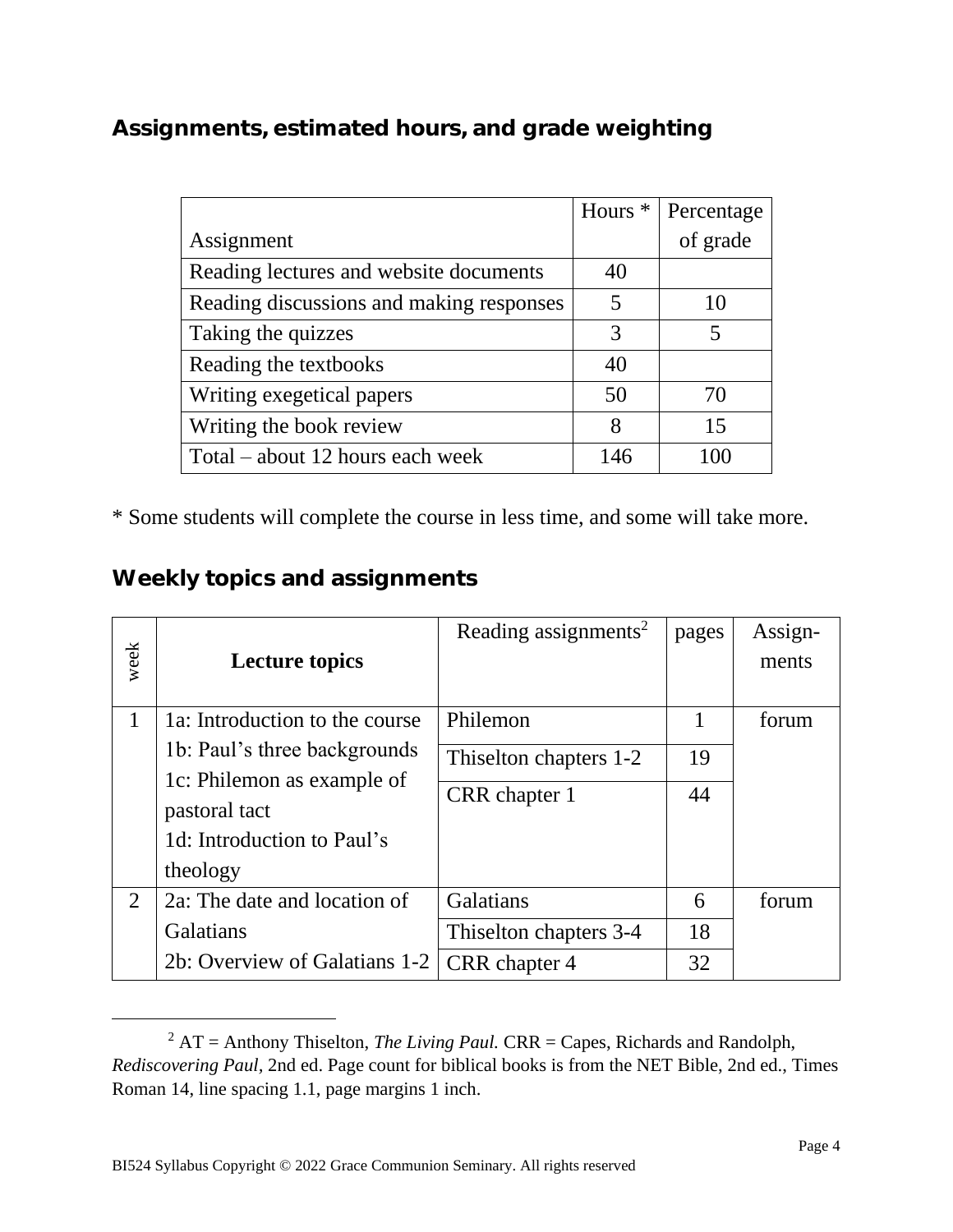## Assignments, estimated hours, and grade weighting

| Assignment | Hours * | Percentage of grade |
|---|---|---|
| Reading lectures and website documents | 40 | |
| Reading discussions and making responses | 5 | 10 |
| Taking the quizzes | 3 | 5 |
| Reading the textbooks | 40 | |
| Writing exegetical papers | 50 | 70 |
| Writing the book review | 8 | 15 |
| Total – about 12 hours each week | 146 | 100 |

* Some students will complete the course in less time, and some will take more.

## Weekly topics and assignments

| week | **Lecture topics** | Reading assignments[2] | pages | Assign-ments |
|---|---|---|---|---|
| 1 | 1a: Introduction to the course<br>1b: Paul's three backgrounds<br>1c: Philemon as example of pastoral tact<br>1d: Introduction to Paul's theology | Philemon | 1 | forum |
| | | Thiselton chapters 1-2 | 19 | |
| | | CRR chapter 1 | 44 | |
| 2 | 2a: The date and location of Galatians<br>2b: Overview of Galatians 1-2 | Galatians | 6 | forum |
| | | Thiselton chapters 3-4 | 18 | |
| | | CRR chapter 4 | 32 | |

[2] AT = Anthony Thiselton, *The Living Paul.* CRR = Capes, Richards and Randolph, *Rediscovering Paul*, 2nd ed. Page count for biblical books is from the NET Bible, 2nd ed., Times Roman 14, line spacing 1.1, page margins 1 inch.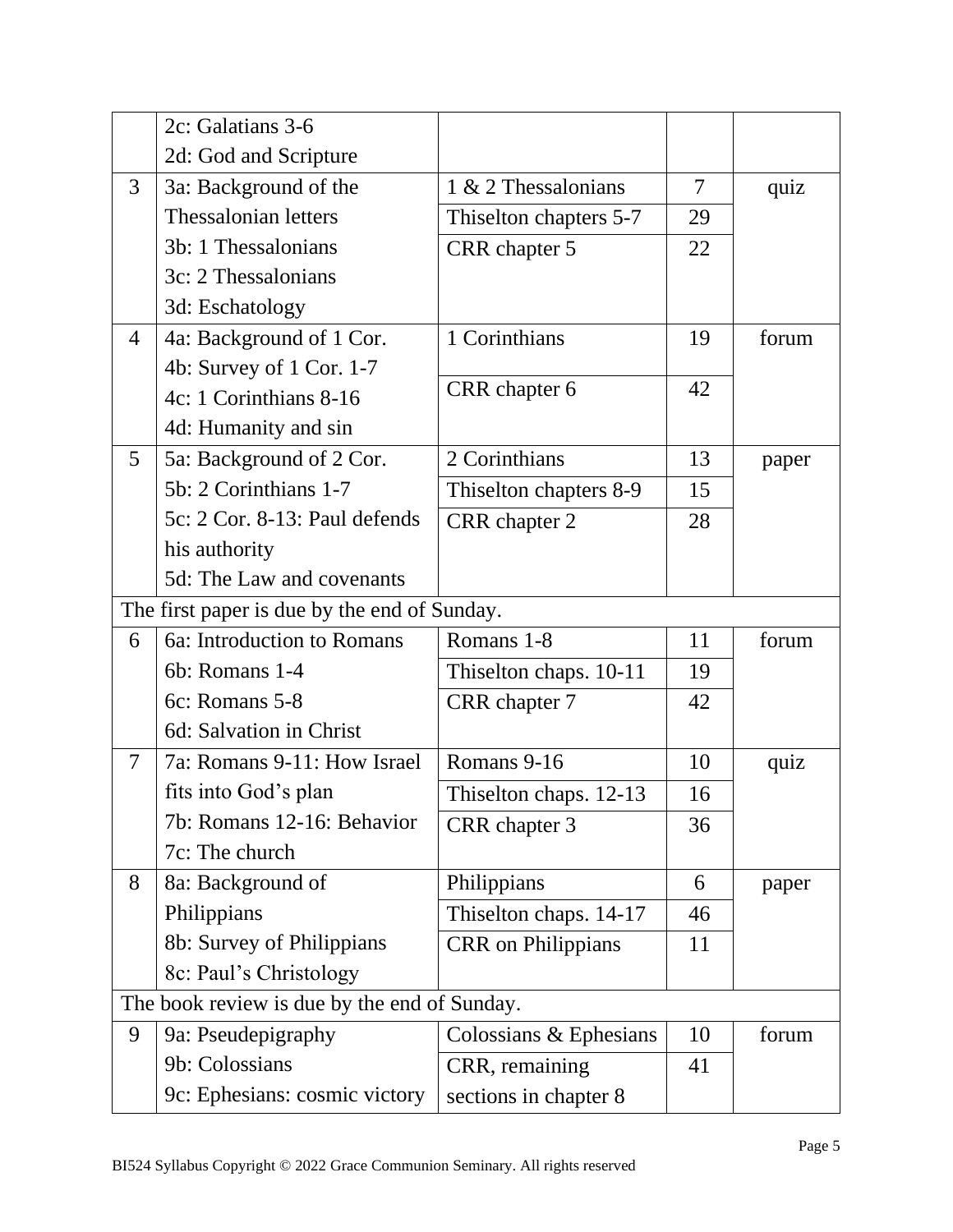| | | | | |
|---|---|---|---|---|
| | 2c: Galatians 3-6<br>2d: God and Scripture | | | |
| 3 | 3a: Background of the Thessalonian letters<br>3b: 1 Thessalonians<br>3c: 2 Thessalonians<br>3d: Eschatology | 1 & 2 Thessalonians<br>Thiselton chapters 5-7<br>CRR chapter 5 | 7<br>29<br>22 | quiz |
| 4 | 4a: Background of 1 Cor.<br>4b: Survey of 1 Cor. 1-7<br>4c: 1 Corinthians 8-16<br>4d: Humanity and sin | 1 Corinthians<br>CRR chapter 6 | 19<br>42 | forum |
| 5 | 5a: Background of 2 Cor.<br>5b: 2 Corinthians 1-7<br>5c: 2 Cor. 8-13: Paul defends his authority<br>5d: The Law and covenants | 2 Corinthians<br>Thiselton chapters 8-9<br>CRR chapter 2 | 13<br>15<br>28 | paper |
| The first paper is due by the end of Sunday. | | | | |
| 6 | 6a: Introduction to Romans<br>6b: Romans 1-4<br>6c: Romans 5-8<br>6d: Salvation in Christ | Romans 1-8<br>Thiselton chaps. 10-11<br>CRR chapter 7 | 11<br>19<br>42 | forum |
| 7 | 7a: Romans 9-11: How Israel fits into God's plan<br>7b: Romans 12-16: Behavior<br>7c: The church | Romans 9-16<br>Thiselton chaps. 12-13<br>CRR chapter 3 | 10<br>16<br>36 | quiz |
| 8 | 8a: Background of Philippians<br>8b: Survey of Philippians<br>8c: Paul's Christology | Philippians<br>Thiselton chaps. 14-17<br>CRR on Philippians | 6<br>46<br>11 | paper |
| The book review is due by the end of Sunday. | | | | |
| 9 | 9a: Pseudepigraphy<br>9b: Colossians<br>9c: Ephesians: cosmic victory | Colossians & Ephesians<br>CRR, remaining sections in chapter 8 | 10<br>41 | forum |

BI524 Syllabus Copyright © 2022 Grace Communion Seminary. All rights reserved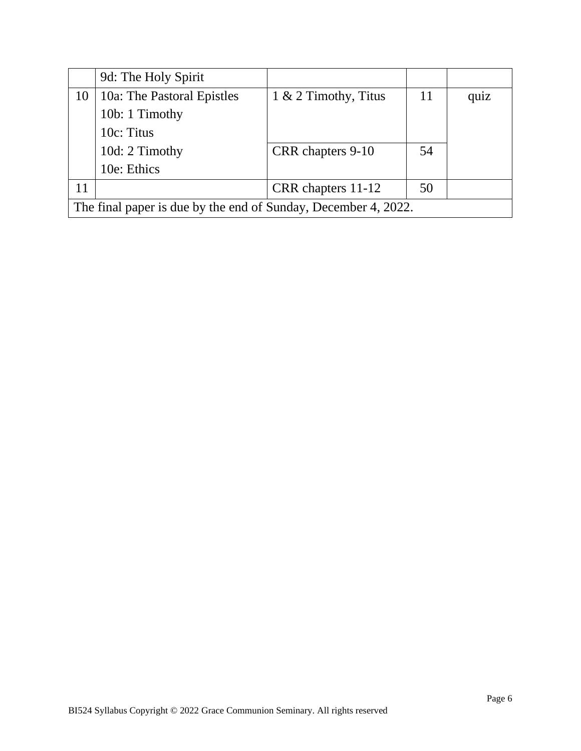| | | | | |
|---|---|---|---|---|
| | 9d: The Holy Spirit | | | |
| 10 | 10a: The Pastoral Epistles<br>10b: 1 Timothy<br>10c: Titus | 1 & 2 Timothy, Titus | 11 | quiz |
| | 10d: 2 Timothy<br>10e: Ethics | CRR chapters 9-10 | 54 | |
| 11 | | CRR chapters 11-12 | 50 | |
| The final paper is due by the end of Sunday, December 4, 2022. | | | | |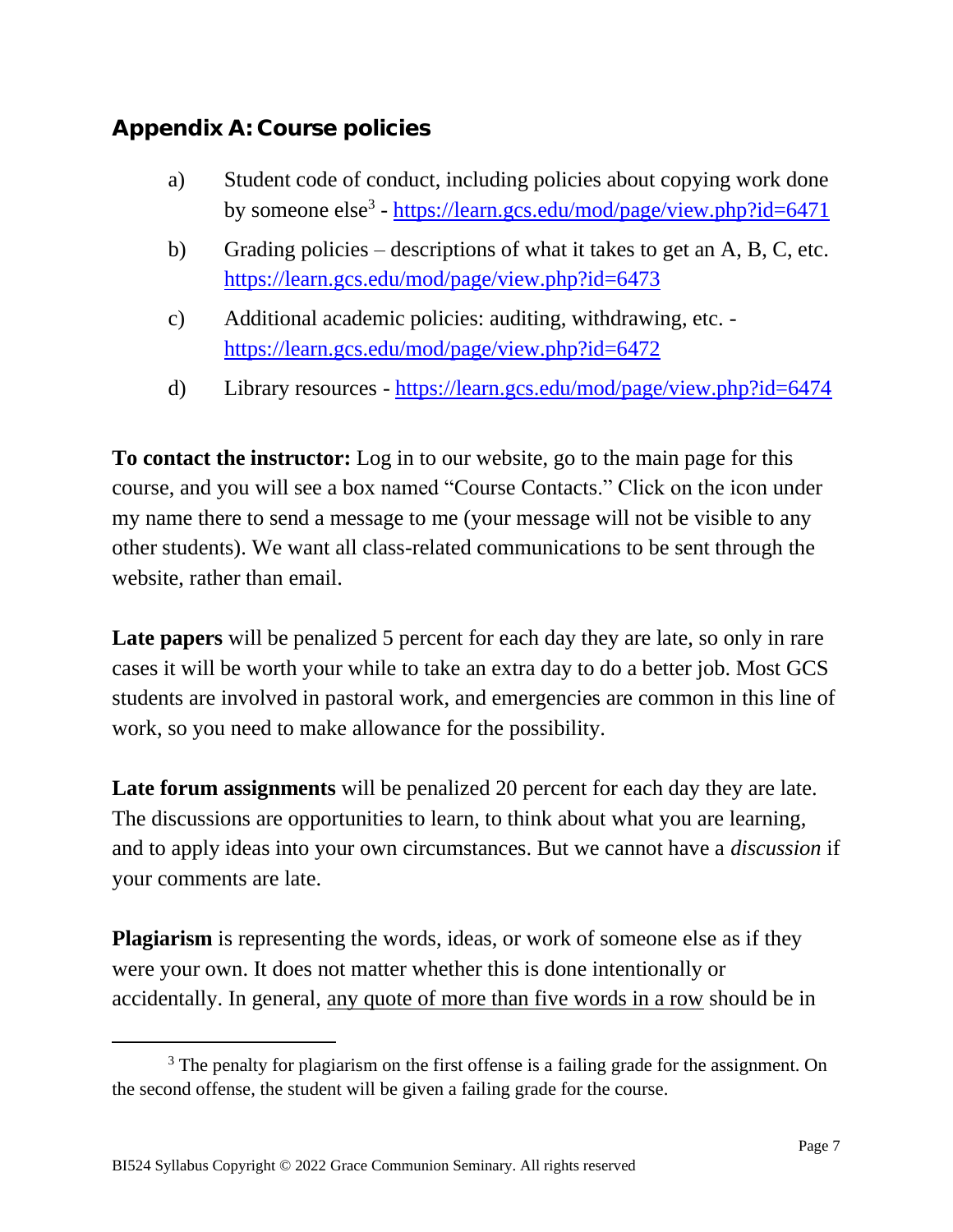## Appendix A: Course policies

a) Student code of conduct, including policies about copying work done by someone else[3] - https://learn.gcs.edu/mod/page/view.php?id=6471

b) Grading policies – descriptions of what it takes to get an A, B, C, etc. https://learn.gcs.edu/mod/page/view.php?id=6473

c) Additional academic policies: auditing, withdrawing, etc. - https://learn.gcs.edu/mod/page/view.php?id=6472

d) Library resources - https://learn.gcs.edu/mod/page/view.php?id=6474

**To contact the instructor:** Log in to our website, go to the main page for this course, and you will see a box named "Course Contacts." Click on the icon under my name there to send a message to me (your message will not be visible to any other students). We want all class-related communications to be sent through the website, rather than email.

**Late papers** will be penalized 5 percent for each day they are late, so only in rare cases it will be worth your while to take an extra day to do a better job. Most GCS students are involved in pastoral work, and emergencies are common in this line of work, so you need to make allowance for the possibility.

**Late forum assignments** will be penalized 20 percent for each day they are late. The discussions are opportunities to learn, to think about what you are learning, and to apply ideas into your own circumstances. But we cannot have a *discussion* if your comments are late.

**Plagiarism** is representing the words, ideas, or work of someone else as if they were your own. It does not matter whether this is done intentionally or accidentally. In general, <u>any quote of more than five words in a row</u> should be in

[3] The penalty for plagiarism on the first offense is a failing grade for the assignment. On the second offense, the student will be given a failing grade for the course.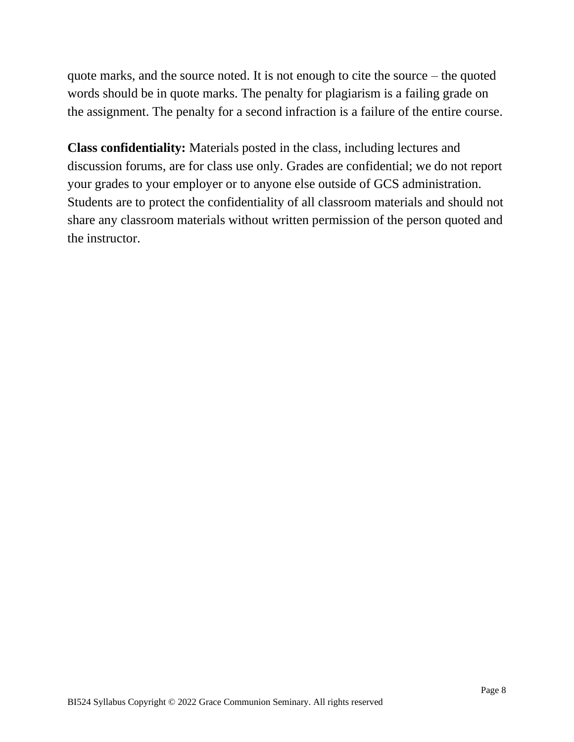quote marks, and the source noted. It is not enough to cite the source – the quoted words should be in quote marks. The penalty for plagiarism is a failing grade on the assignment. The penalty for a second infraction is a failure of the entire course.

**Class confidentiality:** Materials posted in the class, including lectures and discussion forums, are for class use only. Grades are confidential; we do not report your grades to your employer or to anyone else outside of GCS administration. Students are to protect the confidentiality of all classroom materials and should not share any classroom materials without written permission of the person quoted and the instructor.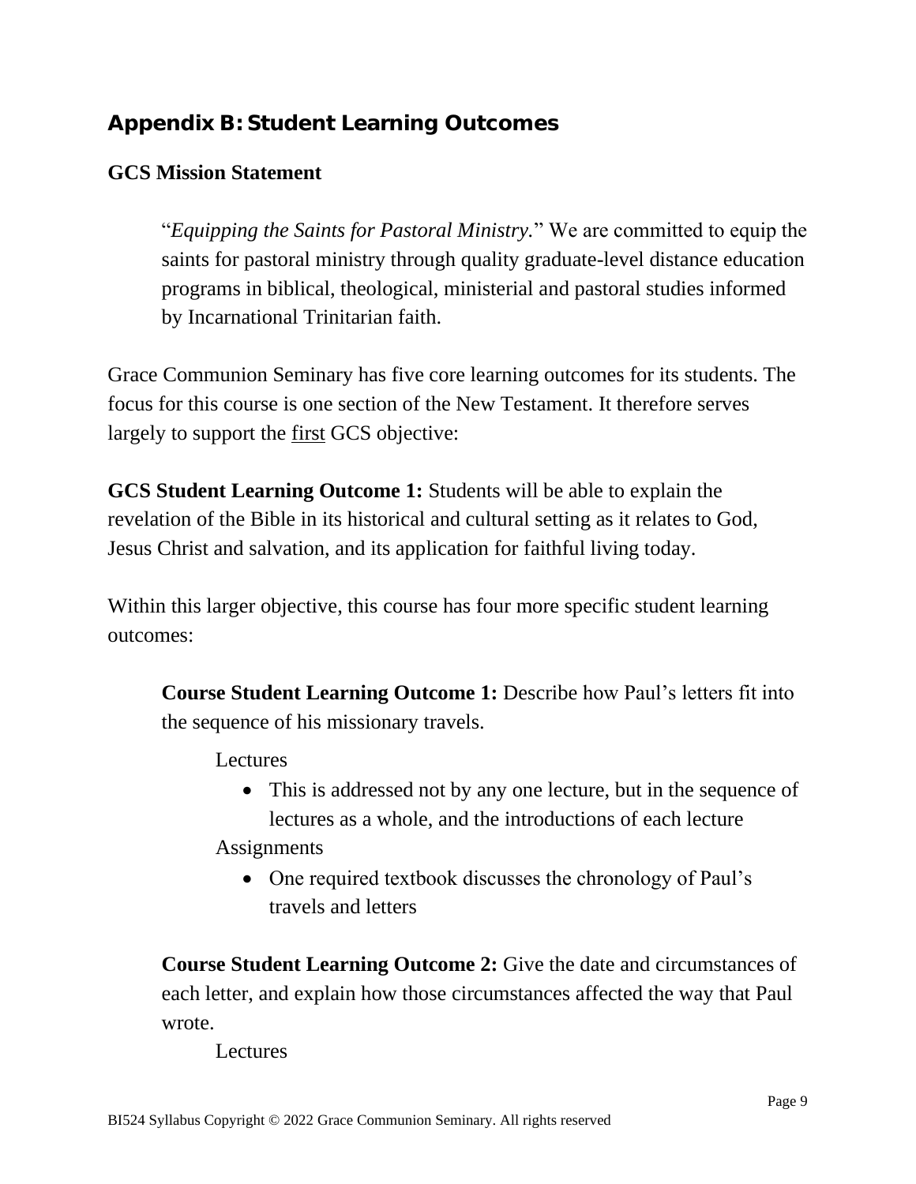## Appendix B: Student Learning Outcomes

**GCS Mission Statement**

> "*Equipping the Saints for Pastoral Ministry.*" We are committed to equip the saints for pastoral ministry through quality graduate-level distance education programs in biblical, theological, ministerial and pastoral studies informed by Incarnational Trinitarian faith.

Grace Communion Seminary has five core learning outcomes for its students. The focus for this course is one section of the New Testament. It therefore serves largely to support the <u>first</u> GCS objective:

**GCS Student Learning Outcome 1:** Students will be able to explain the revelation of the Bible in its historical and cultural setting as it relates to God, Jesus Christ and salvation, and its application for faithful living today.

Within this larger objective, this course has four more specific student learning outcomes:

**Course Student Learning Outcome 1:** Describe how Paul's letters fit into the sequence of his missionary travels.

Lectures

- This is addressed not by any one lecture, but in the sequence of lectures as a whole, and the introductions of each lecture

Assignments

- One required textbook discusses the chronology of Paul's travels and letters

**Course Student Learning Outcome 2:** Give the date and circumstances of each letter, and explain how those circumstances affected the way that Paul wrote.

Lectures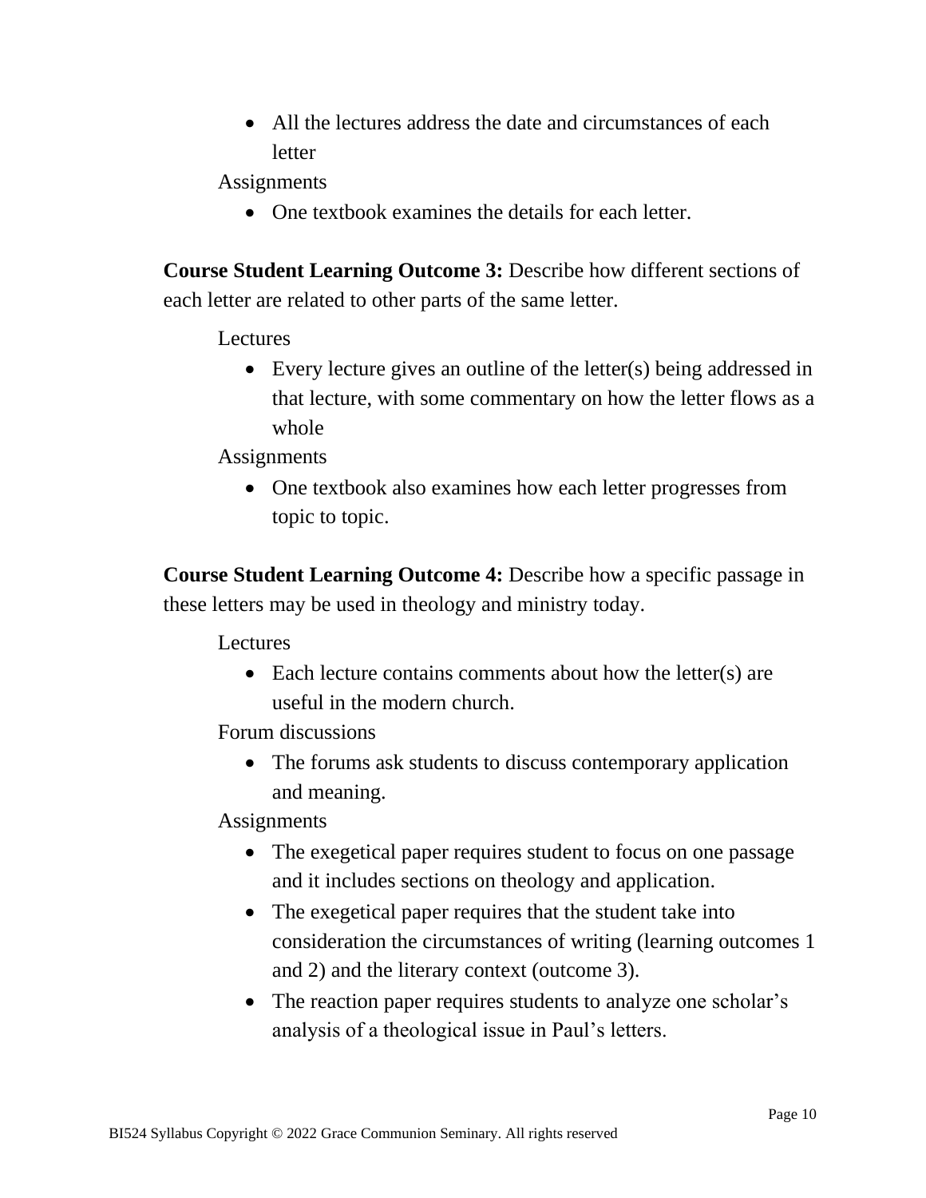- All the lectures address the date and circumstances of each letter

Assignments

- One textbook examines the details for each letter.

**Course Student Learning Outcome 3:** Describe how different sections of each letter are related to other parts of the same letter.

Lectures

- Every lecture gives an outline of the letter(s) being addressed in that lecture, with some commentary on how the letter flows as a whole

Assignments

- One textbook also examines how each letter progresses from topic to topic.

**Course Student Learning Outcome 4:** Describe how a specific passage in these letters may be used in theology and ministry today.

Lectures

- Each lecture contains comments about how the letter(s) are useful in the modern church.

Forum discussions

- The forums ask students to discuss contemporary application and meaning.

Assignments

- The exegetical paper requires student to focus on one passage and it includes sections on theology and application.
- The exegetical paper requires that the student take into consideration the circumstances of writing (learning outcomes 1 and 2) and the literary context (outcome 3).
- The reaction paper requires students to analyze one scholar's analysis of a theological issue in Paul's letters.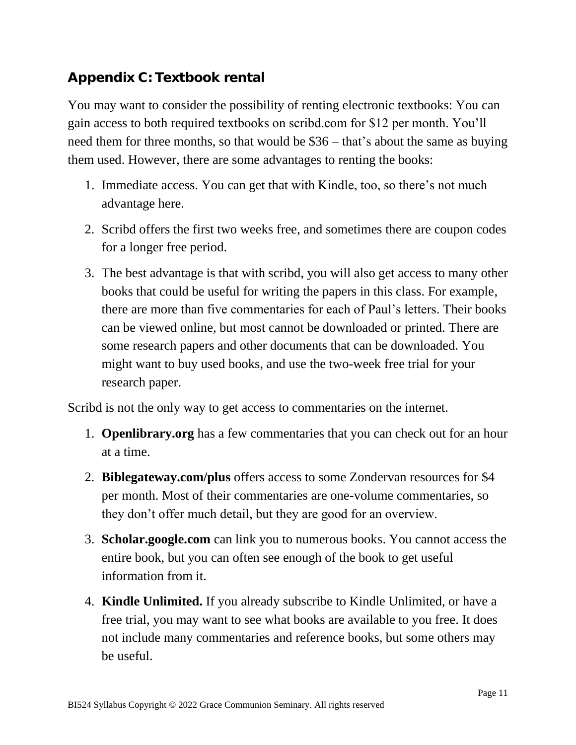## Appendix C: Textbook rental

You may want to consider the possibility of renting electronic textbooks: You can gain access to both required textbooks on scribd.com for $12 per month. You'll need them for three months, so that would be $36 – that's about the same as buying them used. However, there are some advantages to renting the books:

1. Immediate access. You can get that with Kindle, too, so there's not much advantage here.
2. Scribd offers the first two weeks free, and sometimes there are coupon codes for a longer free period.
3. The best advantage is that with scribd, you will also get access to many other books that could be useful for writing the papers in this class. For example, there are more than five commentaries for each of Paul's letters. Their books can be viewed online, but most cannot be downloaded or printed. There are some research papers and other documents that can be downloaded. You might want to buy used books, and use the two-week free trial for your research paper.

Scribd is not the only way to get access to commentaries on the internet.

1. **Openlibrary.org** has a few commentaries that you can check out for an hour at a time.
2. **Biblegateway.com/plus** offers access to some Zondervan resources for $4 per month. Most of their commentaries are one-volume commentaries, so they don't offer much detail, but they are good for an overview.
3. **Scholar.google.com** can link you to numerous books. You cannot access the entire book, but you can often see enough of the book to get useful information from it.
4. **Kindle Unlimited.** If you already subscribe to Kindle Unlimited, or have a free trial, you may want to see what books are available to you free. It does not include many commentaries and reference books, but some others may be useful.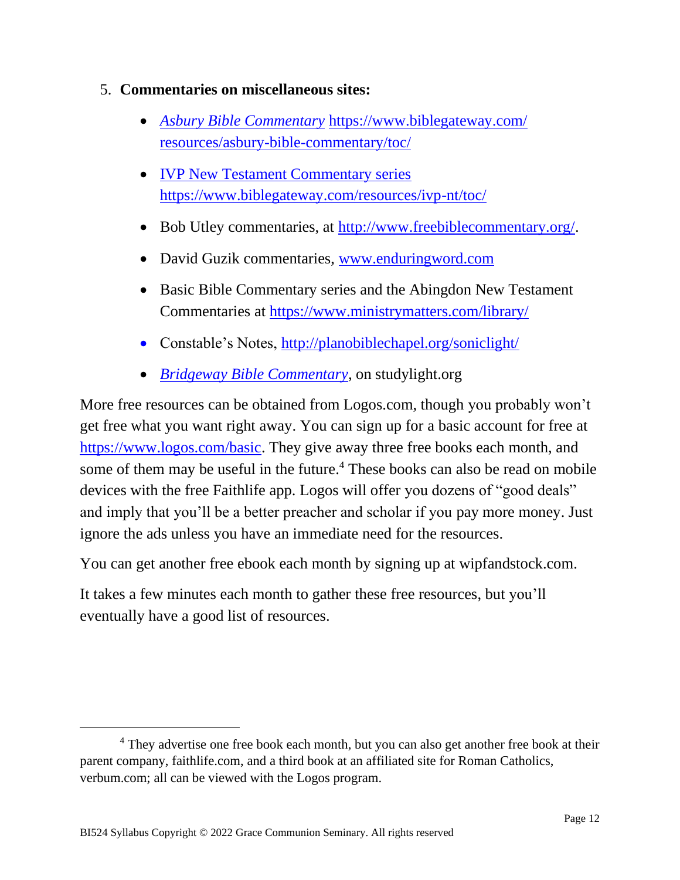5. **Commentaries on miscellaneous sites:**

   - *Asbury Bible Commentary* https://www.biblegateway.com/resources/asbury-bible-commentary/toc/
   - IVP New Testament Commentary series https://www.biblegateway.com/resources/ivp-nt/toc/
   - Bob Utley commentaries, at http://www.freebiblecommentary.org/.
   - David Guzik commentaries, www.enduringword.com
   - Basic Bible Commentary series and the Abingdon New Testament Commentaries at https://www.ministrymatters.com/library/
   - Constable's Notes, http://planobiblechapel.org/soniclight/
   - *Bridgeway Bible Commentary*, on studylight.org

More free resources can be obtained from Logos.com, though you probably won't get free what you want right away. You can sign up for a basic account for free at https://www.logos.com/basic. They give away three free books each month, and some of them may be useful in the future.[4] These books can also be read on mobile devices with the free Faithlife app. Logos will offer you dozens of "good deals" and imply that you'll be a better preacher and scholar if you pay more money. Just ignore the ads unless you have an immediate need for the resources.

You can get another free ebook each month by signing up at wipfandstock.com.

It takes a few minutes each month to gather these free resources, but you'll eventually have a good list of resources.

---

[4] They advertise one free book each month, but you can also get another free book at their parent company, faithlife.com, and a third book at an affiliated site for Roman Catholics, verbum.com; all can be viewed with the Logos program.

BI524 Syllabus Copyright © 2022 Grace Communion Seminary. All rights reserved